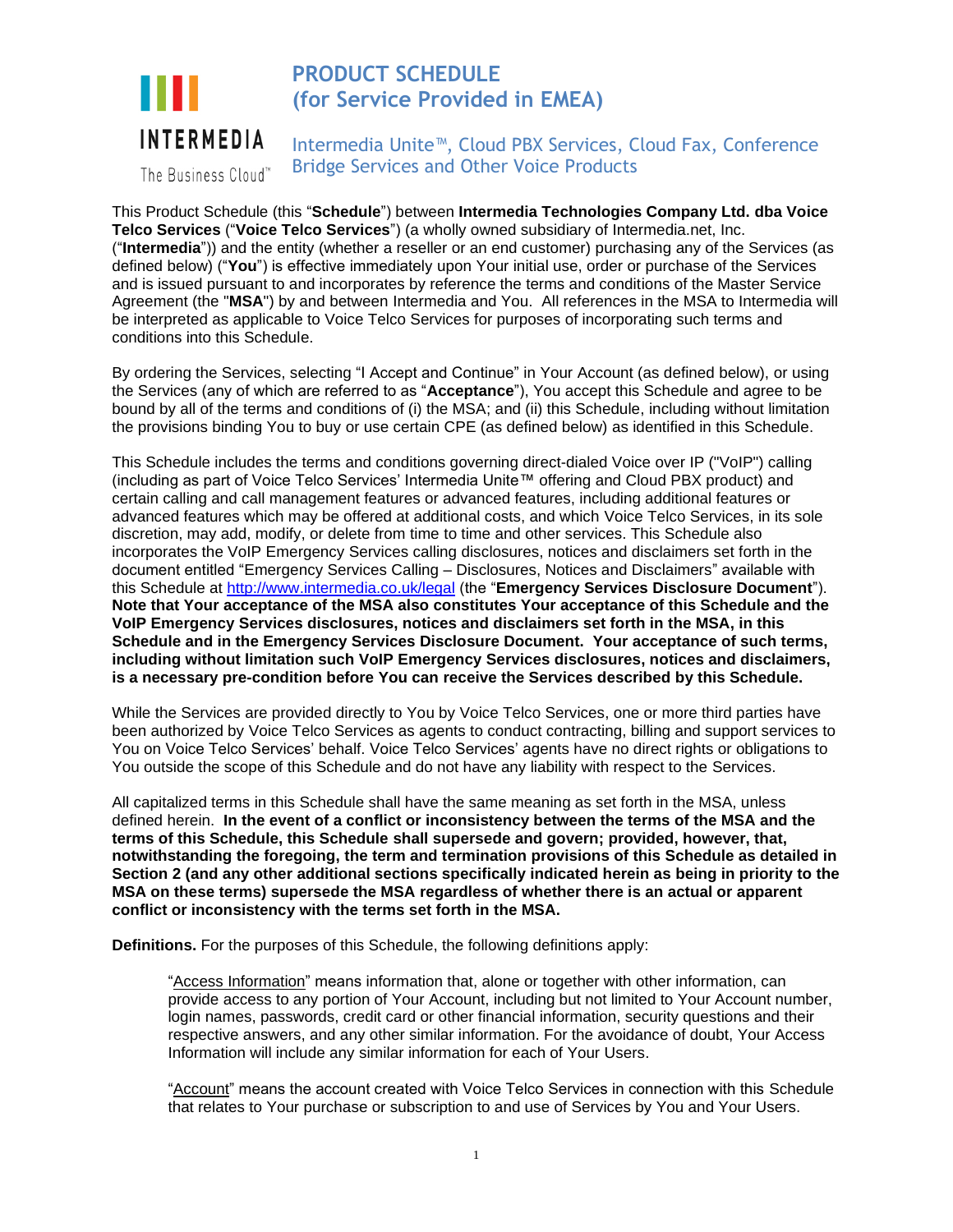# PRODUCT SCHEDULE (for Service Provided in EMEA)

## Intermedia Unite™, Cloud PBX Services, Cloud Fax, Conference Bridge Services and Other Voice Products

INTERMEDIA
The Business Cloud™

This Product Schedule (this "**Schedule**") between **Intermedia Technologies Company Ltd. dba Voice Telco Services** ("**Voice Telco Services**") (a wholly owned subsidiary of Intermedia.net, Inc. ("**Intermedia**")) and the entity (whether a reseller or an end customer) purchasing any of the Services (as defined below) ("**You**") is effective immediately upon Your initial use, order or purchase of the Services and is issued pursuant to and incorporates by reference the terms and conditions of the Master Service Agreement (the "**MSA**") by and between Intermedia and You. All references in the MSA to Intermedia will be interpreted as applicable to Voice Telco Services for purposes of incorporating such terms and conditions into this Schedule.

By ordering the Services, selecting "I Accept and Continue" in Your Account (as defined below), or using the Services (any of which are referred to as "**Acceptance**"), You accept this Schedule and agree to be bound by all of the terms and conditions of (i) the MSA; and (ii) this Schedule, including without limitation the provisions binding You to buy or use certain CPE (as defined below) as identified in this Schedule.

This Schedule includes the terms and conditions governing direct-dialed Voice over IP ("VoIP") calling (including as part of Voice Telco Services' Intermedia Unite™ offering and Cloud PBX product) and certain calling and call management features or advanced features, including additional features or advanced features which may be offered at additional costs, and which Voice Telco Services, in its sole discretion, may add, modify, or delete from time to time and other services. This Schedule also incorporates the VoIP Emergency Services calling disclosures, notices and disclaimers set forth in the document entitled "Emergency Services Calling – Disclosures, Notices and Disclaimers" available with this Schedule at http://www.intermedia.co.uk/legal (the "**Emergency Services Disclosure Document**"). **Note that Your acceptance of the MSA also constitutes Your acceptance of this Schedule and the VoIP Emergency Services disclosures, notices and disclaimers set forth in the MSA, in this Schedule and in the Emergency Services Disclosure Document. Your acceptance of such terms, including without limitation such VoIP Emergency Services disclosures, notices and disclaimers, is a necessary pre-condition before You can receive the Services described by this Schedule.**

While the Services are provided directly to You by Voice Telco Services, one or more third parties have been authorized by Voice Telco Services as agents to conduct contracting, billing and support services to You on Voice Telco Services' behalf. Voice Telco Services' agents have no direct rights or obligations to You outside the scope of this Schedule and do not have any liability with respect to the Services.

All capitalized terms in this Schedule shall have the same meaning as set forth in the MSA, unless defined herein. **In the event of a conflict or inconsistency between the terms of the MSA and the terms of this Schedule, this Schedule shall supersede and govern; provided, however, that, notwithstanding the foregoing, the term and termination provisions of this Schedule as detailed in Section 2 (and any other additional sections specifically indicated herein as being in priority to the MSA on these terms) supersede the MSA regardless of whether there is an actual or apparent conflict or inconsistency with the terms set forth in the MSA.**

**Definitions.** For the purposes of this Schedule, the following definitions apply:

> "Access Information" means information that, alone or together with other information, can provide access to any portion of Your Account, including but not limited to Your Account number, login names, passwords, credit card or other financial information, security questions and their respective answers, and any other similar information. For the avoidance of doubt, Your Access Information will include any similar information for each of Your Users.
>
> "Account" means the account created with Voice Telco Services in connection with this Schedule that relates to Your purchase or subscription to and use of Services by You and Your Users.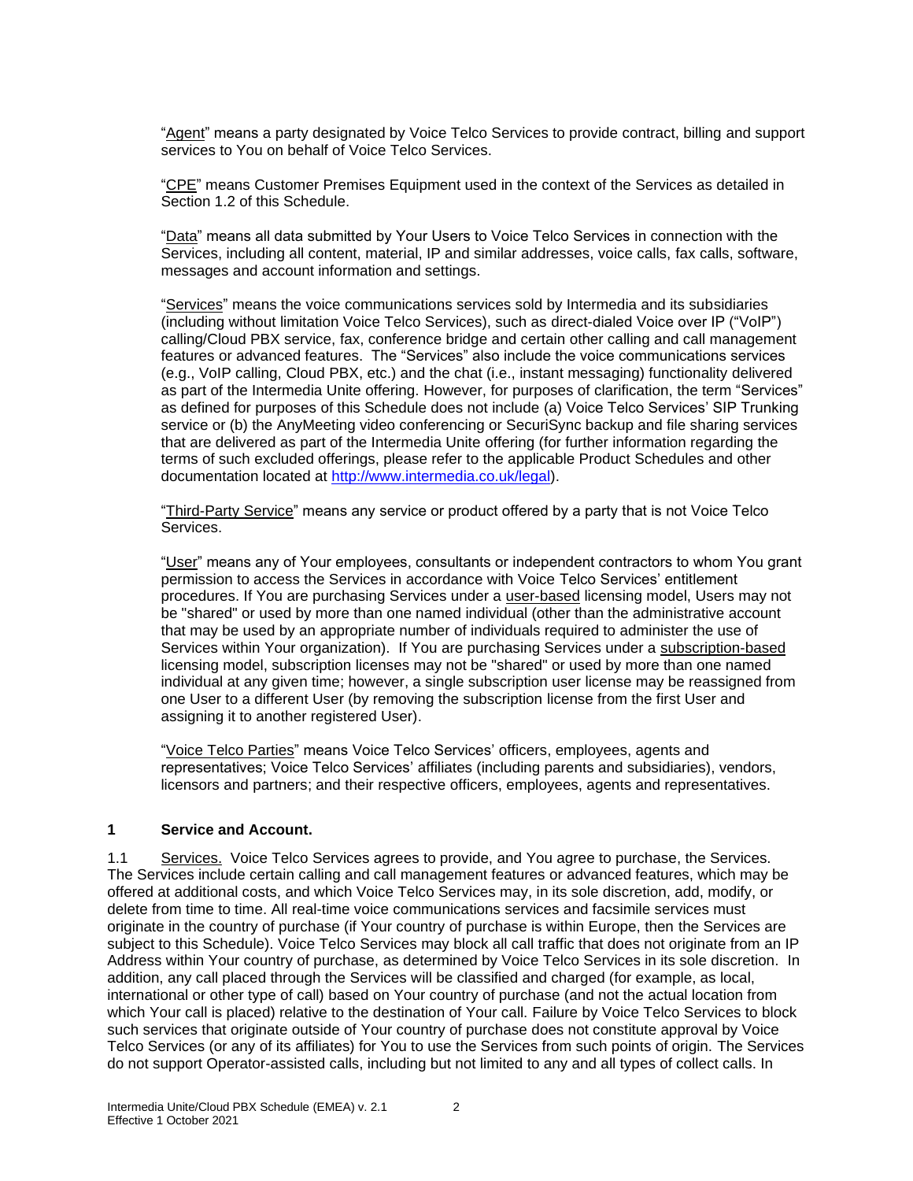“Agent” means a party designated by Voice Telco Services to provide contract, billing and support services to You on behalf of Voice Telco Services.

“CPE” means Customer Premises Equipment used in the context of the Services as detailed in Section 1.2 of this Schedule.

“Data” means all data submitted by Your Users to Voice Telco Services in connection with the Services, including all content, material, IP and similar addresses, voice calls, fax calls, software, messages and account information and settings.

“Services” means the voice communications services sold by Intermedia and its subsidiaries (including without limitation Voice Telco Services), such as direct-dialed Voice over IP (“VoIP”) calling/Cloud PBX service, fax, conference bridge and certain other calling and call management features or advanced features. The “Services” also include the voice communications services (e.g., VoIP calling, Cloud PBX, etc.) and the chat (i.e., instant messaging) functionality delivered as part of the Intermedia Unite offering. However, for purposes of clarification, the term “Services” as defined for purposes of this Schedule does not include (a) Voice Telco Services’ SIP Trunking service or (b) the AnyMeeting video conferencing or SecuriSync backup and file sharing services that are delivered as part of the Intermedia Unite offering (for further information regarding the terms of such excluded offerings, please refer to the applicable Product Schedules and other documentation located at http://www.intermedia.co.uk/legal).

“Third-Party Service” means any service or product offered by a party that is not Voice Telco Services.

“User” means any of Your employees, consultants or independent contractors to whom You grant permission to access the Services in accordance with Voice Telco Services’ entitlement procedures. If You are purchasing Services under a user-based licensing model, Users may not be "shared" or used by more than one named individual (other than the administrative account that may be used by an appropriate number of individuals required to administer the use of Services within Your organization). If You are purchasing Services under a subscription-based licensing model, subscription licenses may not be "shared" or used by more than one named individual at any given time; however, a single subscription user license may be reassigned from one User to a different User (by removing the subscription license from the first User and assigning it to another registered User).

“Voice Telco Parties” means Voice Telco Services’ officers, employees, agents and representatives; Voice Telco Services’ affiliates (including parents and subsidiaries), vendors, licensors and partners; and their respective officers, employees, agents and representatives.

## 1 Service and Account.

1.1 Services. Voice Telco Services agrees to provide, and You agree to purchase, the Services. The Services include certain calling and call management features or advanced features, which may be offered at additional costs, and which Voice Telco Services may, in its sole discretion, add, modify, or delete from time to time. All real-time voice communications services and facsimile services must originate in the country of purchase (if Your country of purchase is within Europe, then the Services are subject to this Schedule). Voice Telco Services may block all call traffic that does not originate from an IP Address within Your country of purchase, as determined by Voice Telco Services in its sole discretion. In addition, any call placed through the Services will be classified and charged (for example, as local, international or other type of call) based on Your country of purchase (and not the actual location from which Your call is placed) relative to the destination of Your call. Failure by Voice Telco Services to block such services that originate outside of Your country of purchase does not constitute approval by Voice Telco Services (or any of its affiliates) for You to use the Services from such points of origin. The Services do not support Operator-assisted calls, including but not limited to any and all types of collect calls. In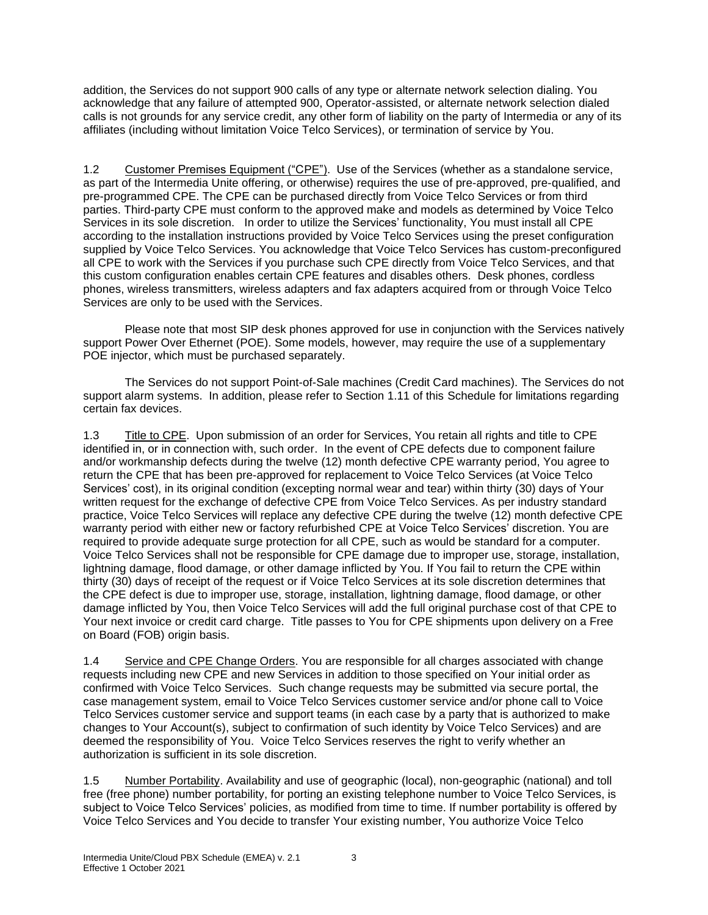addition, the Services do not support 900 calls of any type or alternate network selection dialing. You acknowledge that any failure of attempted 900, Operator-assisted, or alternate network selection dialed calls is not grounds for any service credit, any other form of liability on the party of Intermedia or any of its affiliates (including without limitation Voice Telco Services), or termination of service by You.

1.2 Customer Premises Equipment ("CPE"). Use of the Services (whether as a standalone service, as part of the Intermedia Unite offering, or otherwise) requires the use of pre-approved, pre-qualified, and pre-programmed CPE. The CPE can be purchased directly from Voice Telco Services or from third parties. Third-party CPE must conform to the approved make and models as determined by Voice Telco Services in its sole discretion. In order to utilize the Services' functionality, You must install all CPE according to the installation instructions provided by Voice Telco Services using the preset configuration supplied by Voice Telco Services. You acknowledge that Voice Telco Services has custom-preconfigured all CPE to work with the Services if you purchase such CPE directly from Voice Telco Services, and that this custom configuration enables certain CPE features and disables others. Desk phones, cordless phones, wireless transmitters, wireless adapters and fax adapters acquired from or through Voice Telco Services are only to be used with the Services.

Please note that most SIP desk phones approved for use in conjunction with the Services natively support Power Over Ethernet (POE). Some models, however, may require the use of a supplementary POE injector, which must be purchased separately.

The Services do not support Point-of-Sale machines (Credit Card machines). The Services do not support alarm systems. In addition, please refer to Section 1.11 of this Schedule for limitations regarding certain fax devices.

1.3 Title to CPE. Upon submission of an order for Services, You retain all rights and title to CPE identified in, or in connection with, such order. In the event of CPE defects due to component failure and/or workmanship defects during the twelve (12) month defective CPE warranty period, You agree to return the CPE that has been pre-approved for replacement to Voice Telco Services (at Voice Telco Services' cost), in its original condition (excepting normal wear and tear) within thirty (30) days of Your written request for the exchange of defective CPE from Voice Telco Services. As per industry standard practice, Voice Telco Services will replace any defective CPE during the twelve (12) month defective CPE warranty period with either new or factory refurbished CPE at Voice Telco Services' discretion. You are required to provide adequate surge protection for all CPE, such as would be standard for a computer. Voice Telco Services shall not be responsible for CPE damage due to improper use, storage, installation, lightning damage, flood damage, or other damage inflicted by You. If You fail to return the CPE within thirty (30) days of receipt of the request or if Voice Telco Services at its sole discretion determines that the CPE defect is due to improper use, storage, installation, lightning damage, flood damage, or other damage inflicted by You, then Voice Telco Services will add the full original purchase cost of that CPE to Your next invoice or credit card charge. Title passes to You for CPE shipments upon delivery on a Free on Board (FOB) origin basis.

1.4 Service and CPE Change Orders. You are responsible for all charges associated with change requests including new CPE and new Services in addition to those specified on Your initial order as confirmed with Voice Telco Services. Such change requests may be submitted via secure portal, the case management system, email to Voice Telco Services customer service and/or phone call to Voice Telco Services customer service and support teams (in each case by a party that is authorized to make changes to Your Account(s), subject to confirmation of such identity by Voice Telco Services) and are deemed the responsibility of You. Voice Telco Services reserves the right to verify whether an authorization is sufficient in its sole discretion.

1.5 Number Portability. Availability and use of geographic (local), non-geographic (national) and toll free (free phone) number portability, for porting an existing telephone number to Voice Telco Services, is subject to Voice Telco Services' policies, as modified from time to time. If number portability is offered by Voice Telco Services and You decide to transfer Your existing number, You authorize Voice Telco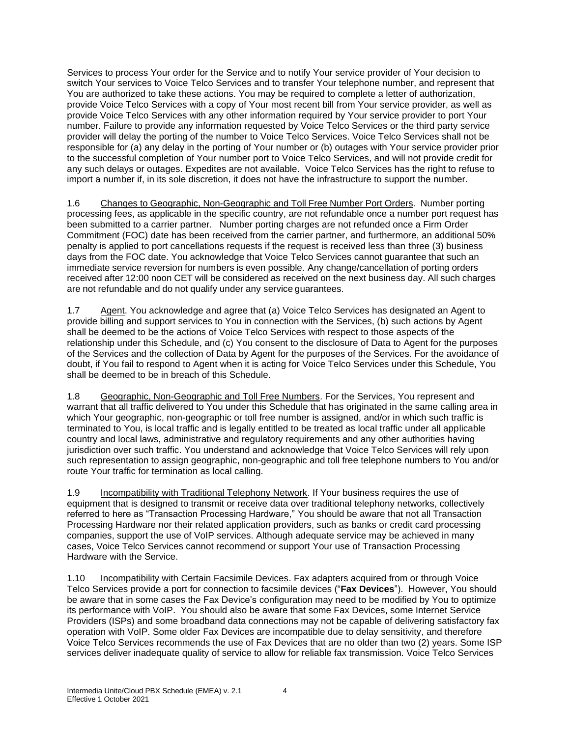Services to process Your order for the Service and to notify Your service provider of Your decision to switch Your services to Voice Telco Services and to transfer Your telephone number, and represent that You are authorized to take these actions. You may be required to complete a letter of authorization, provide Voice Telco Services with a copy of Your most recent bill from Your service provider, as well as provide Voice Telco Services with any other information required by Your service provider to port Your number. Failure to provide any information requested by Voice Telco Services or the third party service provider will delay the porting of the number to Voice Telco Services. Voice Telco Services shall not be responsible for (a) any delay in the porting of Your number or (b) outages with Your service provider prior to the successful completion of Your number port to Voice Telco Services, and will not provide credit for any such delays or outages. Expedites are not available. Voice Telco Services has the right to refuse to import a number if, in its sole discretion, it does not have the infrastructure to support the number.

1.6 Changes to Geographic, Non-Geographic and Toll Free Number Port Orders. Number porting processing fees, as applicable in the specific country, are not refundable once a number port request has been submitted to a carrier partner. Number porting charges are not refunded once a Firm Order Commitment (FOC) date has been received from the carrier partner, and furthermore, an additional 50% penalty is applied to port cancellations requests if the request is received less than three (3) business days from the FOC date. You acknowledge that Voice Telco Services cannot guarantee that such an immediate service reversion for numbers is even possible. Any change/cancellation of porting orders received after 12:00 noon CET will be considered as received on the next business day. All such charges are not refundable and do not qualify under any service guarantees.

1.7 Agent. You acknowledge and agree that (a) Voice Telco Services has designated an Agent to provide billing and support services to You in connection with the Services, (b) such actions by Agent shall be deemed to be the actions of Voice Telco Services with respect to those aspects of the relationship under this Schedule, and (c) You consent to the disclosure of Data to Agent for the purposes of the Services and the collection of Data by Agent for the purposes of the Services. For the avoidance of doubt, if You fail to respond to Agent when it is acting for Voice Telco Services under this Schedule, You shall be deemed to be in breach of this Schedule.

1.8 Geographic, Non-Geographic and Toll Free Numbers. For the Services, You represent and warrant that all traffic delivered to You under this Schedule that has originated in the same calling area in which Your geographic, non-geographic or toll free number is assigned, and/or in which such traffic is terminated to You, is local traffic and is legally entitled to be treated as local traffic under all applicable country and local laws, administrative and regulatory requirements and any other authorities having jurisdiction over such traffic. You understand and acknowledge that Voice Telco Services will rely upon such representation to assign geographic, non-geographic and toll free telephone numbers to You and/or route Your traffic for termination as local calling.

1.9 Incompatibility with Traditional Telephony Network. If Your business requires the use of equipment that is designed to transmit or receive data over traditional telephony networks, collectively referred to here as "Transaction Processing Hardware," You should be aware that not all Transaction Processing Hardware nor their related application providers, such as banks or credit card processing companies, support the use of VoIP services. Although adequate service may be achieved in many cases, Voice Telco Services cannot recommend or support Your use of Transaction Processing Hardware with the Service.

1.10 Incompatibility with Certain Facsimile Devices. Fax adapters acquired from or through Voice Telco Services provide a port for connection to facsimile devices ("**Fax Devices**"). However, You should be aware that in some cases the Fax Device's configuration may need to be modified by You to optimize its performance with VoIP. You should also be aware that some Fax Devices, some Internet Service Providers (ISPs) and some broadband data connections may not be capable of delivering satisfactory fax operation with VoIP. Some older Fax Devices are incompatible due to delay sensitivity, and therefore Voice Telco Services recommends the use of Fax Devices that are no older than two (2) years. Some ISP services deliver inadequate quality of service to allow for reliable fax transmission. Voice Telco Services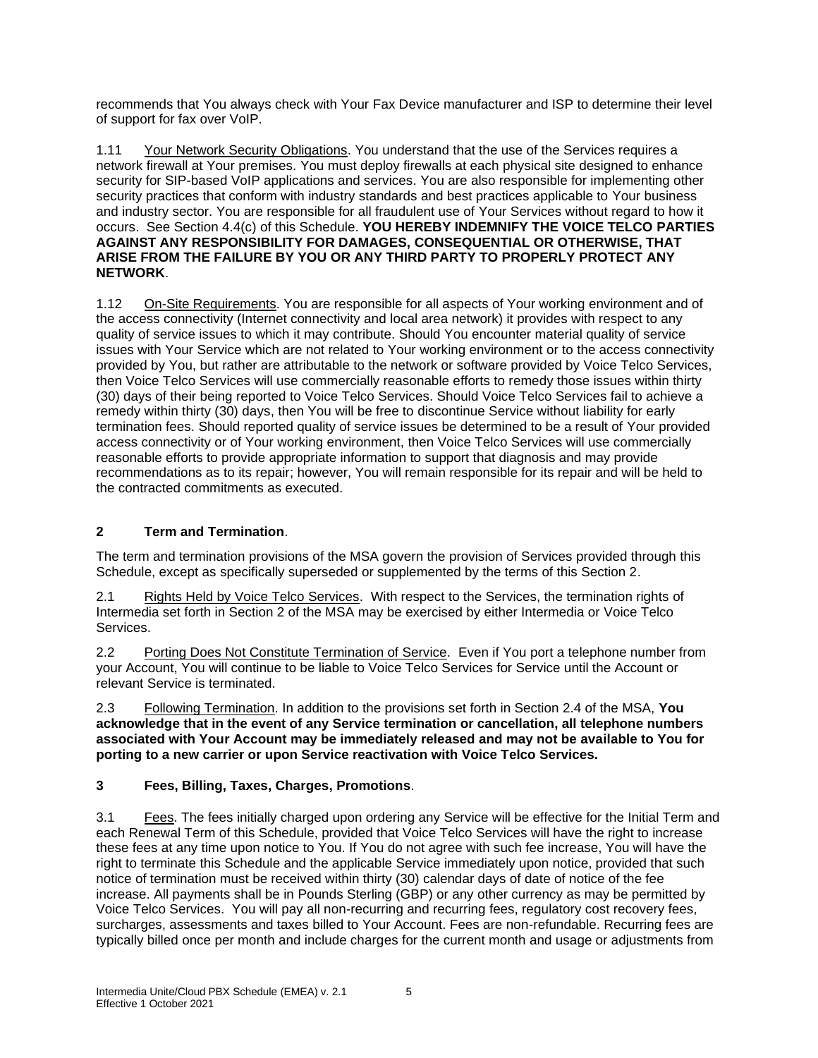recommends that You always check with Your Fax Device manufacturer and ISP to determine their level of support for fax over VoIP.

1.11 Your Network Security Obligations. You understand that the use of the Services requires a network firewall at Your premises. You must deploy firewalls at each physical site designed to enhance security for SIP-based VoIP applications and services. You are also responsible for implementing other security practices that conform with industry standards and best practices applicable to Your business and industry sector. You are responsible for all fraudulent use of Your Services without regard to how it occurs. See Section 4.4(c) of this Schedule. **YOU HEREBY INDEMNIFY THE VOICE TELCO PARTIES AGAINST ANY RESPONSIBILITY FOR DAMAGES, CONSEQUENTIAL OR OTHERWISE, THAT ARISE FROM THE FAILURE BY YOU OR ANY THIRD PARTY TO PROPERLY PROTECT ANY NETWORK**.

1.12 On-Site Requirements. You are responsible for all aspects of Your working environment and of the access connectivity (Internet connectivity and local area network) it provides with respect to any quality of service issues to which it may contribute. Should You encounter material quality of service issues with Your Service which are not related to Your working environment or to the access connectivity provided by You, but rather are attributable to the network or software provided by Voice Telco Services, then Voice Telco Services will use commercially reasonable efforts to remedy those issues within thirty (30) days of their being reported to Voice Telco Services. Should Voice Telco Services fail to achieve a remedy within thirty (30) days, then You will be free to discontinue Service without liability for early termination fees. Should reported quality of service issues be determined to be a result of Your provided access connectivity or of Your working environment, then Voice Telco Services will use commercially reasonable efforts to provide appropriate information to support that diagnosis and may provide recommendations as to its repair; however, You will remain responsible for its repair and will be held to the contracted commitments as executed.

## 2 Term and Termination.

The term and termination provisions of the MSA govern the provision of Services provided through this Schedule, except as specifically superseded or supplemented by the terms of this Section 2.

2.1 Rights Held by Voice Telco Services. With respect to the Services, the termination rights of Intermedia set forth in Section 2 of the MSA may be exercised by either Intermedia or Voice Telco Services.

2.2 Porting Does Not Constitute Termination of Service. Even if You port a telephone number from your Account, You will continue to be liable to Voice Telco Services for Service until the Account or relevant Service is terminated.

2.3 Following Termination. In addition to the provisions set forth in Section 2.4 of the MSA, **You acknowledge that in the event of any Service termination or cancellation, all telephone numbers associated with Your Account may be immediately released and may not be available to You for porting to a new carrier or upon Service reactivation with Voice Telco Services.**

## 3 Fees, Billing, Taxes, Charges, Promotions.

3.1 Fees. The fees initially charged upon ordering any Service will be effective for the Initial Term and each Renewal Term of this Schedule, provided that Voice Telco Services will have the right to increase these fees at any time upon notice to You. If You do not agree with such fee increase, You will have the right to terminate this Schedule and the applicable Service immediately upon notice, provided that such notice of termination must be received within thirty (30) calendar days of date of notice of the fee increase. All payments shall be in Pounds Sterling (GBP) or any other currency as may be permitted by Voice Telco Services. You will pay all non-recurring and recurring fees, regulatory cost recovery fees, surcharges, assessments and taxes billed to Your Account. Fees are non-refundable. Recurring fees are typically billed once per month and include charges for the current month and usage or adjustments from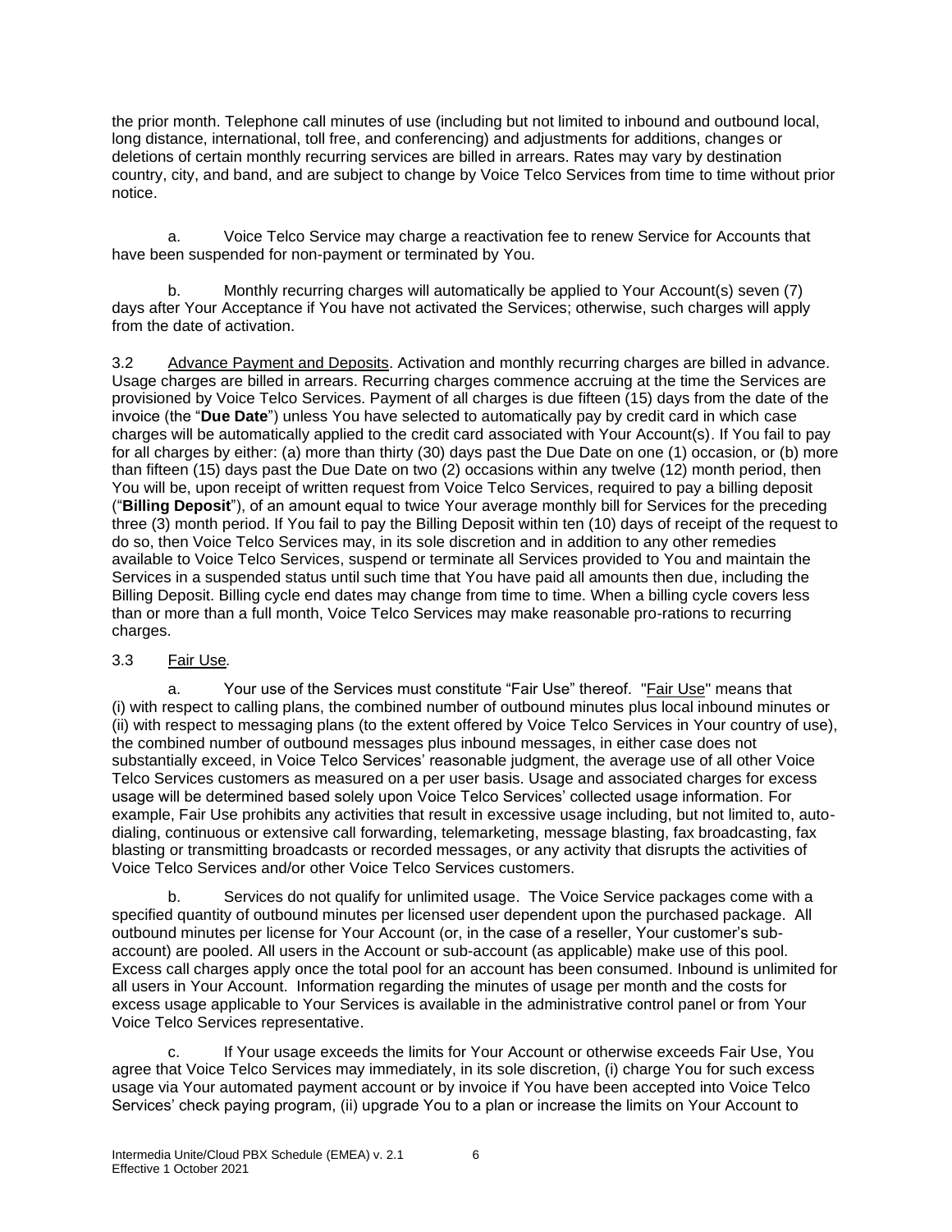the prior month. Telephone call minutes of use (including but not limited to inbound and outbound local, long distance, international, toll free, and conferencing) and adjustments for additions, changes or deletions of certain monthly recurring services are billed in arrears. Rates may vary by destination country, city, and band, and are subject to change by Voice Telco Services from time to time without prior notice.

a. Voice Telco Service may charge a reactivation fee to renew Service for Accounts that have been suspended for non-payment or terminated by You.

b. Monthly recurring charges will automatically be applied to Your Account(s) seven (7) days after Your Acceptance if You have not activated the Services; otherwise, such charges will apply from the date of activation.

3.2 Advance Payment and Deposits. Activation and monthly recurring charges are billed in advance. Usage charges are billed in arrears. Recurring charges commence accruing at the time the Services are provisioned by Voice Telco Services. Payment of all charges is due fifteen (15) days from the date of the invoice (the "**Due Date**") unless You have selected to automatically pay by credit card in which case charges will be automatically applied to the credit card associated with Your Account(s). If You fail to pay for all charges by either: (a) more than thirty (30) days past the Due Date on one (1) occasion, or (b) more than fifteen (15) days past the Due Date on two (2) occasions within any twelve (12) month period, then You will be, upon receipt of written request from Voice Telco Services, required to pay a billing deposit ("**Billing Deposit**"), of an amount equal to twice Your average monthly bill for Services for the preceding three (3) month period. If You fail to pay the Billing Deposit within ten (10) days of receipt of the request to do so, then Voice Telco Services may, in its sole discretion and in addition to any other remedies available to Voice Telco Services, suspend or terminate all Services provided to You and maintain the Services in a suspended status until such time that You have paid all amounts then due, including the Billing Deposit. Billing cycle end dates may change from time to time. When a billing cycle covers less than or more than a full month, Voice Telco Services may make reasonable pro-rations to recurring charges.

3.3 Fair Use.

a. Your use of the Services must constitute "Fair Use" thereof. "Fair Use" means that (i) with respect to calling plans, the combined number of outbound minutes plus local inbound minutes or (ii) with respect to messaging plans (to the extent offered by Voice Telco Services in Your country of use), the combined number of outbound messages plus inbound messages, in either case does not substantially exceed, in Voice Telco Services' reasonable judgment, the average use of all other Voice Telco Services customers as measured on a per user basis. Usage and associated charges for excess usage will be determined based solely upon Voice Telco Services' collected usage information. For example, Fair Use prohibits any activities that result in excessive usage including, but not limited to, auto-dialing, continuous or extensive call forwarding, telemarketing, message blasting, fax broadcasting, fax blasting or transmitting broadcasts or recorded messages, or any activity that disrupts the activities of Voice Telco Services and/or other Voice Telco Services customers.

b. Services do not qualify for unlimited usage. The Voice Service packages come with a specified quantity of outbound minutes per licensed user dependent upon the purchased package. All outbound minutes per license for Your Account (or, in the case of a reseller, Your customer's sub-account) are pooled. All users in the Account or sub-account (as applicable) make use of this pool. Excess call charges apply once the total pool for an account has been consumed. Inbound is unlimited for all users in Your Account. Information regarding the minutes of usage per month and the costs for excess usage applicable to Your Services is available in the administrative control panel or from Your Voice Telco Services representative.

c. If Your usage exceeds the limits for Your Account or otherwise exceeds Fair Use, You agree that Voice Telco Services may immediately, in its sole discretion, (i) charge You for such excess usage via Your automated payment account or by invoice if You have been accepted into Voice Telco Services' check paying program, (ii) upgrade You to a plan or increase the limits on Your Account to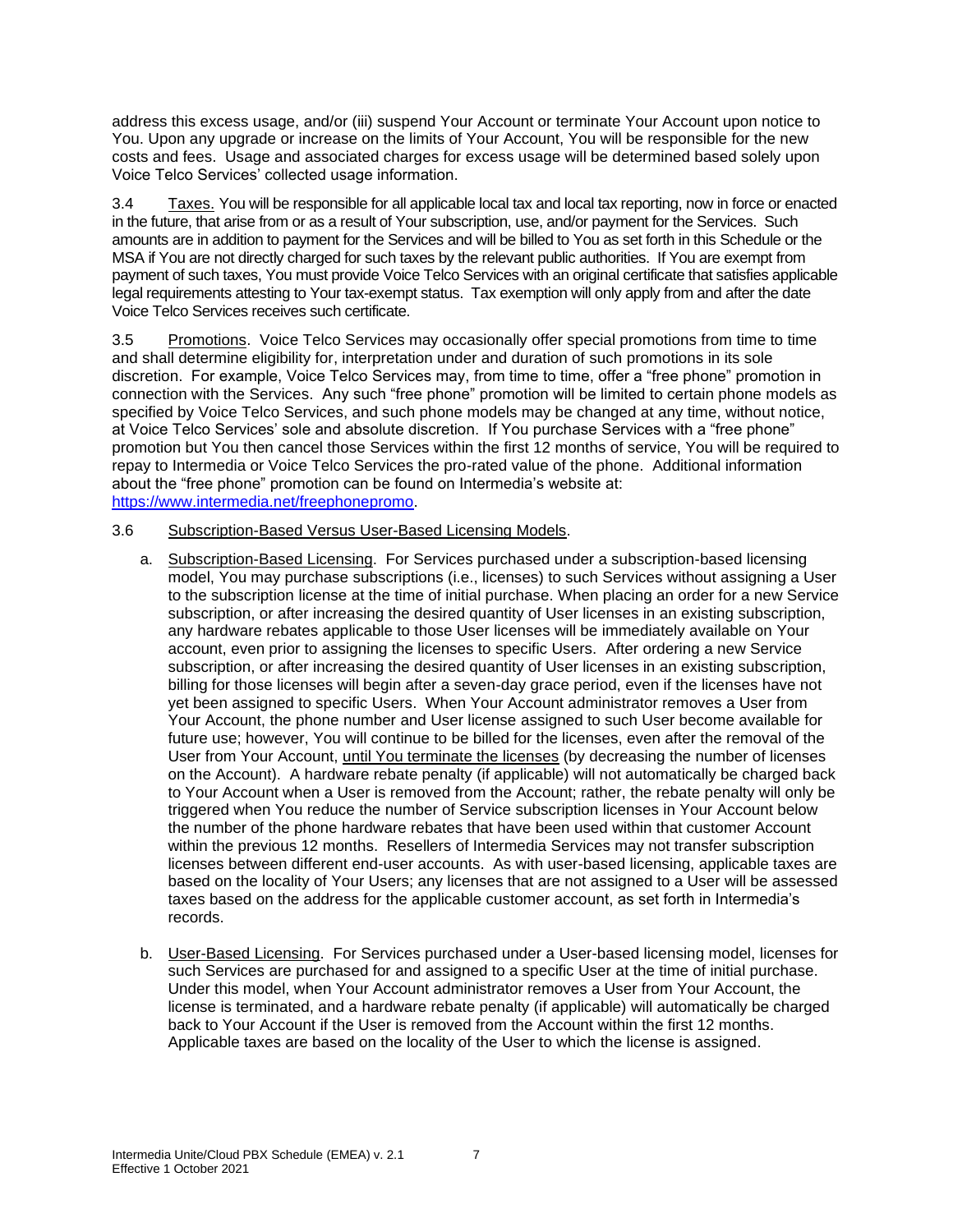address this excess usage, and/or (iii) suspend Your Account or terminate Your Account upon notice to You. Upon any upgrade or increase on the limits of Your Account, You will be responsible for the new costs and fees. Usage and associated charges for excess usage will be determined based solely upon Voice Telco Services' collected usage information.

3.4 Taxes. You will be responsible for all applicable local tax and local tax reporting, now in force or enacted in the future, that arise from or as a result of Your subscription, use, and/or payment for the Services. Such amounts are in addition to payment for the Services and will be billed to You as set forth in this Schedule or the MSA if You are not directly charged for such taxes by the relevant public authorities. If You are exempt from payment of such taxes, You must provide Voice Telco Services with an original certificate that satisfies applicable legal requirements attesting to Your tax-exempt status. Tax exemption will only apply from and after the date Voice Telco Services receives such certificate.

3.5 Promotions. Voice Telco Services may occasionally offer special promotions from time to time and shall determine eligibility for, interpretation under and duration of such promotions in its sole discretion. For example, Voice Telco Services may, from time to time, offer a "free phone" promotion in connection with the Services. Any such "free phone" promotion will be limited to certain phone models as specified by Voice Telco Services, and such phone models may be changed at any time, without notice, at Voice Telco Services' sole and absolute discretion. If You purchase Services with a "free phone" promotion but You then cancel those Services within the first 12 months of service, You will be required to repay to Intermedia or Voice Telco Services the pro-rated value of the phone. Additional information about the "free phone" promotion can be found on Intermedia's website at: https://www.intermedia.net/freephonepromo.

3.6 Subscription-Based Versus User-Based Licensing Models.

a. Subscription-Based Licensing. For Services purchased under a subscription-based licensing model, You may purchase subscriptions (i.e., licenses) to such Services without assigning a User to the subscription license at the time of initial purchase. When placing an order for a new Service subscription, or after increasing the desired quantity of User licenses in an existing subscription, any hardware rebates applicable to those User licenses will be immediately available on Your account, even prior to assigning the licenses to specific Users. After ordering a new Service subscription, or after increasing the desired quantity of User licenses in an existing subscription, billing for those licenses will begin after a seven-day grace period, even if the licenses have not yet been assigned to specific Users. When Your Account administrator removes a User from Your Account, the phone number and User license assigned to such User become available for future use; however, You will continue to be billed for the licenses, even after the removal of the User from Your Account, until You terminate the licenses (by decreasing the number of licenses on the Account). A hardware rebate penalty (if applicable) will not automatically be charged back to Your Account when a User is removed from the Account; rather, the rebate penalty will only be triggered when You reduce the number of Service subscription licenses in Your Account below the number of the phone hardware rebates that have been used within that customer Account within the previous 12 months. Resellers of Intermedia Services may not transfer subscription licenses between different end-user accounts. As with user-based licensing, applicable taxes are based on the locality of Your Users; any licenses that are not assigned to a User will be assessed taxes based on the address for the applicable customer account, as set forth in Intermedia's records.

b. User-Based Licensing. For Services purchased under a User-based licensing model, licenses for such Services are purchased for and assigned to a specific User at the time of initial purchase. Under this model, when Your Account administrator removes a User from Your Account, the license is terminated, and a hardware rebate penalty (if applicable) will automatically be charged back to Your Account if the User is removed from the Account within the first 12 months. Applicable taxes are based on the locality of the User to which the license is assigned.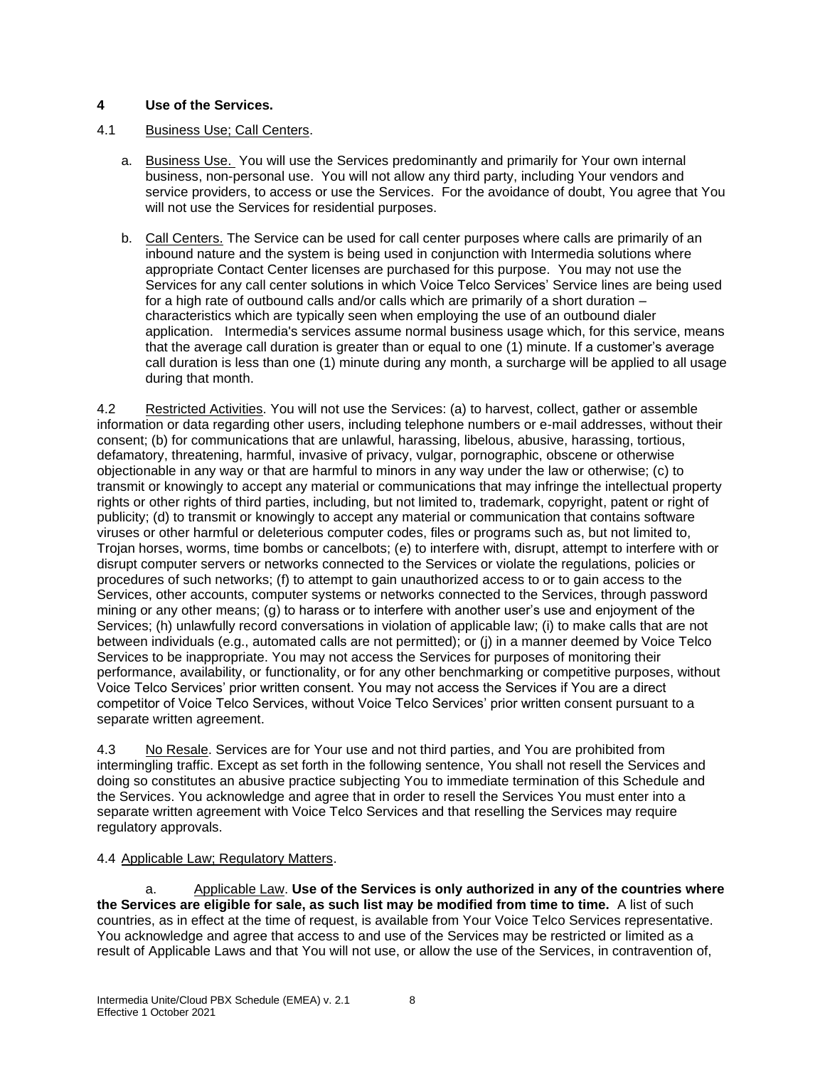## 4 Use of the Services.

4.1 Business Use; Call Centers.

a. Business Use. You will use the Services predominantly and primarily for Your own internal business, non-personal use. You will not allow any third party, including Your vendors and service providers, to access or use the Services. For the avoidance of doubt, You agree that You will not use the Services for residential purposes.

b. Call Centers. The Service can be used for call center purposes where calls are primarily of an inbound nature and the system is being used in conjunction with Intermedia solutions where appropriate Contact Center licenses are purchased for this purpose. You may not use the Services for any call center solutions in which Voice Telco Services' Service lines are being used for a high rate of outbound calls and/or calls which are primarily of a short duration – characteristics which are typically seen when employing the use of an outbound dialer application. Intermedia's services assume normal business usage which, for this service, means that the average call duration is greater than or equal to one (1) minute. If a customer's average call duration is less than one (1) minute during any month, a surcharge will be applied to all usage during that month.

4.2 Restricted Activities. You will not use the Services: (a) to harvest, collect, gather or assemble information or data regarding other users, including telephone numbers or e-mail addresses, without their consent; (b) for communications that are unlawful, harassing, libelous, abusive, harassing, tortious, defamatory, threatening, harmful, invasive of privacy, vulgar, pornographic, obscene or otherwise objectionable in any way or that are harmful to minors in any way under the law or otherwise; (c) to transmit or knowingly to accept any material or communications that may infringe the intellectual property rights or other rights of third parties, including, but not limited to, trademark, copyright, patent or right of publicity; (d) to transmit or knowingly to accept any material or communication that contains software viruses or other harmful or deleterious computer codes, files or programs such as, but not limited to, Trojan horses, worms, time bombs or cancelbots; (e) to interfere with, disrupt, attempt to interfere with or disrupt computer servers or networks connected to the Services or violate the regulations, policies or procedures of such networks; (f) to attempt to gain unauthorized access to or to gain access to the Services, other accounts, computer systems or networks connected to the Services, through password mining or any other means; (g) to harass or to interfere with another user's use and enjoyment of the Services; (h) unlawfully record conversations in violation of applicable law; (i) to make calls that are not between individuals (e.g., automated calls are not permitted); or (j) in a manner deemed by Voice Telco Services to be inappropriate. You may not access the Services for purposes of monitoring their performance, availability, or functionality, or for any other benchmarking or competitive purposes, without Voice Telco Services' prior written consent. You may not access the Services if You are a direct competitor of Voice Telco Services, without Voice Telco Services' prior written consent pursuant to a separate written agreement.

4.3 No Resale. Services are for Your use and not third parties, and You are prohibited from intermingling traffic. Except as set forth in the following sentence, You shall not resell the Services and doing so constitutes an abusive practice subjecting You to immediate termination of this Schedule and the Services. You acknowledge and agree that in order to resell the Services You must enter into a separate written agreement with Voice Telco Services and that reselling the Services may require regulatory approvals.

4.4 Applicable Law; Regulatory Matters.

a. Applicable Law. **Use of the Services is only authorized in any of the countries where the Services are eligible for sale, as such list may be modified from time to time.** A list of such countries, as in effect at the time of request, is available from Your Voice Telco Services representative. You acknowledge and agree that access to and use of the Services may be restricted or limited as a result of Applicable Laws and that You will not use, or allow the use of the Services, in contravention of,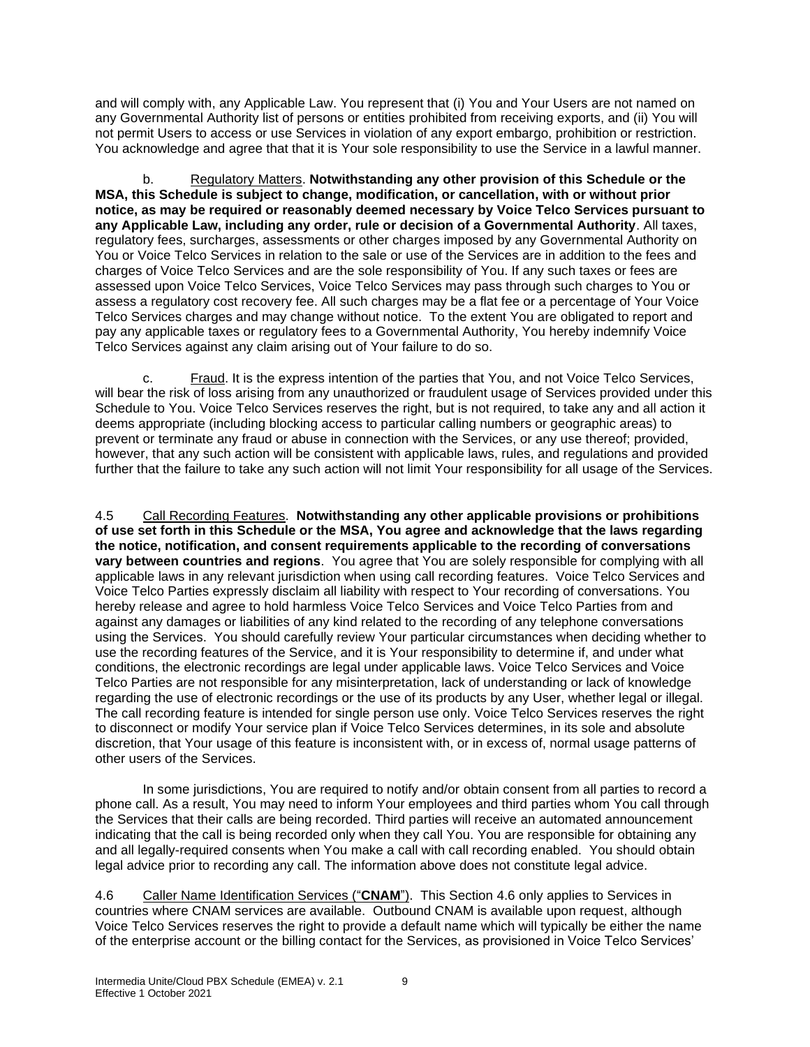and will comply with, any Applicable Law. You represent that (i) You and Your Users are not named on any Governmental Authority list of persons or entities prohibited from receiving exports, and (ii) You will not permit Users to access or use Services in violation of any export embargo, prohibition or restriction. You acknowledge and agree that that it is Your sole responsibility to use the Service in a lawful manner.

b. Regulatory Matters. **Notwithstanding any other provision of this Schedule or the MSA, this Schedule is subject to change, modification, or cancellation, with or without prior notice, as may be required or reasonably deemed necessary by Voice Telco Services pursuant to any Applicable Law, including any order, rule or decision of a Governmental Authority**. All taxes, regulatory fees, surcharges, assessments or other charges imposed by any Governmental Authority on You or Voice Telco Services in relation to the sale or use of the Services are in addition to the fees and charges of Voice Telco Services and are the sole responsibility of You. If any such taxes or fees are assessed upon Voice Telco Services, Voice Telco Services may pass through such charges to You or assess a regulatory cost recovery fee. All such charges may be a flat fee or a percentage of Your Voice Telco Services charges and may change without notice. To the extent You are obligated to report and pay any applicable taxes or regulatory fees to a Governmental Authority, You hereby indemnify Voice Telco Services against any claim arising out of Your failure to do so.

c. Fraud. It is the express intention of the parties that You, and not Voice Telco Services, will bear the risk of loss arising from any unauthorized or fraudulent usage of Services provided under this Schedule to You. Voice Telco Services reserves the right, but is not required, to take any and all action it deems appropriate (including blocking access to particular calling numbers or geographic areas) to prevent or terminate any fraud or abuse in connection with the Services, or any use thereof; provided, however, that any such action will be consistent with applicable laws, rules, and regulations and provided further that the failure to take any such action will not limit Your responsibility for all usage of the Services.

4.5 Call Recording Features. **Notwithstanding any other applicable provisions or prohibitions of use set forth in this Schedule or the MSA, You agree and acknowledge that the laws regarding the notice, notification, and consent requirements applicable to the recording of conversations vary between countries and regions**. You agree that You are solely responsible for complying with all applicable laws in any relevant jurisdiction when using call recording features. Voice Telco Services and Voice Telco Parties expressly disclaim all liability with respect to Your recording of conversations. You hereby release and agree to hold harmless Voice Telco Services and Voice Telco Parties from and against any damages or liabilities of any kind related to the recording of any telephone conversations using the Services. You should carefully review Your particular circumstances when deciding whether to use the recording features of the Service, and it is Your responsibility to determine if, and under what conditions, the electronic recordings are legal under applicable laws. Voice Telco Services and Voice Telco Parties are not responsible for any misinterpretation, lack of understanding or lack of knowledge regarding the use of electronic recordings or the use of its products by any User, whether legal or illegal. The call recording feature is intended for single person use only. Voice Telco Services reserves the right to disconnect or modify Your service plan if Voice Telco Services determines, in its sole and absolute discretion, that Your usage of this feature is inconsistent with, or in excess of, normal usage patterns of other users of the Services.

In some jurisdictions, You are required to notify and/or obtain consent from all parties to record a phone call. As a result, You may need to inform Your employees and third parties whom You call through the Services that their calls are being recorded. Third parties will receive an automated announcement indicating that the call is being recorded only when they call You. You are responsible for obtaining any and all legally-required consents when You make a call with call recording enabled. You should obtain legal advice prior to recording any call. The information above does not constitute legal advice.

4.6 Caller Name Identification Services ("**CNAM**"). This Section 4.6 only applies to Services in countries where CNAM services are available. Outbound CNAM is available upon request, although Voice Telco Services reserves the right to provide a default name which will typically be either the name of the enterprise account or the billing contact for the Services, as provisioned in Voice Telco Services'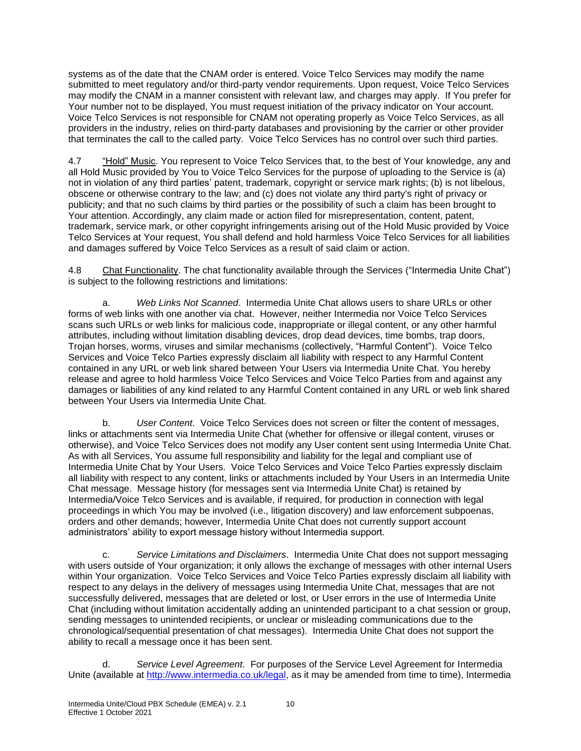systems as of the date that the CNAM order is entered. Voice Telco Services may modify the name submitted to meet regulatory and/or third-party vendor requirements. Upon request, Voice Telco Services may modify the CNAM in a manner consistent with relevant law, and charges may apply. If You prefer for Your number not to be displayed, You must request initiation of the privacy indicator on Your account. Voice Telco Services is not responsible for CNAM not operating properly as Voice Telco Services, as all providers in the industry, relies on third-party databases and provisioning by the carrier or other provider that terminates the call to the called party. Voice Telco Services has no control over such third parties.

4.7 "Hold" Music. You represent to Voice Telco Services that, to the best of Your knowledge, any and all Hold Music provided by You to Voice Telco Services for the purpose of uploading to the Service is (a) not in violation of any third parties' patent, trademark, copyright or service mark rights; (b) is not libelous, obscene or otherwise contrary to the law; and (c) does not violate any third party's right of privacy or publicity; and that no such claims by third parties or the possibility of such a claim has been brought to Your attention. Accordingly, any claim made or action filed for misrepresentation, content, patent, trademark, service mark, or other copyright infringements arising out of the Hold Music provided by Voice Telco Services at Your request, You shall defend and hold harmless Voice Telco Services for all liabilities and damages suffered by Voice Telco Services as a result of said claim or action.

4.8 Chat Functionality. The chat functionality available through the Services ("Intermedia Unite Chat") is subject to the following restrictions and limitations:

a. *Web Links Not Scanned*. Intermedia Unite Chat allows users to share URLs or other forms of web links with one another via chat. However, neither Intermedia nor Voice Telco Services scans such URLs or web links for malicious code, inappropriate or illegal content, or any other harmful attributes, including without limitation disabling devices, drop dead devices, time bombs, trap doors, Trojan horses, worms, viruses and similar mechanisms (collectively, "Harmful Content"). Voice Telco Services and Voice Telco Parties expressly disclaim all liability with respect to any Harmful Content contained in any URL or web link shared between Your Users via Intermedia Unite Chat. You hereby release and agree to hold harmless Voice Telco Services and Voice Telco Parties from and against any damages or liabilities of any kind related to any Harmful Content contained in any URL or web link shared between Your Users via Intermedia Unite Chat.

b. *User Content*. Voice Telco Services does not screen or filter the content of messages, links or attachments sent via Intermedia Unite Chat (whether for offensive or illegal content, viruses or otherwise), and Voice Telco Services does not modify any User content sent using Intermedia Unite Chat. As with all Services, You assume full responsibility and liability for the legal and compliant use of Intermedia Unite Chat by Your Users. Voice Telco Services and Voice Telco Parties expressly disclaim all liability with respect to any content, links or attachments included by Your Users in an Intermedia Unite Chat message. Message history (for messages sent via Intermedia Unite Chat) is retained by Intermedia/Voice Telco Services and is available, if required, for production in connection with legal proceedings in which You may be involved (i.e., litigation discovery) and law enforcement subpoenas, orders and other demands; however, Intermedia Unite Chat does not currently support account administrators' ability to export message history without Intermedia support.

c. *Service Limitations and Disclaimers*. Intermedia Unite Chat does not support messaging with users outside of Your organization; it only allows the exchange of messages with other internal Users within Your organization. Voice Telco Services and Voice Telco Parties expressly disclaim all liability with respect to any delays in the delivery of messages using Intermedia Unite Chat, messages that are not successfully delivered, messages that are deleted or lost, or User errors in the use of Intermedia Unite Chat (including without limitation accidentally adding an unintended participant to a chat session or group, sending messages to unintended recipients, or unclear or misleading communications due to the chronological/sequential presentation of chat messages). Intermedia Unite Chat does not support the ability to recall a message once it has been sent.

d. *Service Level Agreement*. For purposes of the Service Level Agreement for Intermedia Unite (available at [http://www.intermedia.co.uk/legal](http://www.intermedia.co.uk/legal), as it may be amended from time to time), Intermedia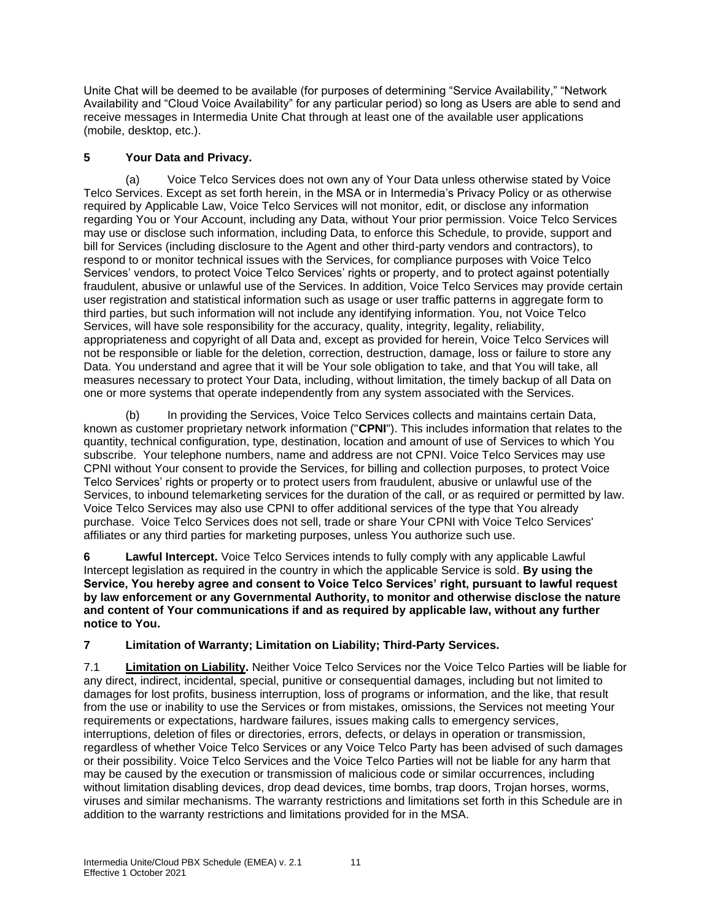Unite Chat will be deemed to be available (for purposes of determining "Service Availability," "Network Availability and "Cloud Voice Availability" for any particular period) so long as Users are able to send and receive messages in Intermedia Unite Chat through at least one of the available user applications (mobile, desktop, etc.).

## 5 Your Data and Privacy.

(a) Voice Telco Services does not own any of Your Data unless otherwise stated by Voice Telco Services. Except as set forth herein, in the MSA or in Intermedia's Privacy Policy or as otherwise required by Applicable Law, Voice Telco Services will not monitor, edit, or disclose any information regarding You or Your Account, including any Data, without Your prior permission. Voice Telco Services may use or disclose such information, including Data, to enforce this Schedule, to provide, support and bill for Services (including disclosure to the Agent and other third-party vendors and contractors), to respond to or monitor technical issues with the Services, for compliance purposes with Voice Telco Services' vendors, to protect Voice Telco Services' rights or property, and to protect against potentially fraudulent, abusive or unlawful use of the Services. In addition, Voice Telco Services may provide certain user registration and statistical information such as usage or user traffic patterns in aggregate form to third parties, but such information will not include any identifying information. You, not Voice Telco Services, will have sole responsibility for the accuracy, quality, integrity, legality, reliability, appropriateness and copyright of all Data and, except as provided for herein, Voice Telco Services will not be responsible or liable for the deletion, correction, destruction, damage, loss or failure to store any Data. You understand and agree that it will be Your sole obligation to take, and that You will take, all measures necessary to protect Your Data, including, without limitation, the timely backup of all Data on one or more systems that operate independently from any system associated with the Services.

(b) In providing the Services, Voice Telco Services collects and maintains certain Data, known as customer proprietary network information ("**CPNI**"). This includes information that relates to the quantity, technical configuration, type, destination, location and amount of use of Services to which You subscribe. Your telephone numbers, name and address are not CPNI. Voice Telco Services may use CPNI without Your consent to provide the Services, for billing and collection purposes, to protect Voice Telco Services' rights or property or to protect users from fraudulent, abusive or unlawful use of the Services, to inbound telemarketing services for the duration of the call, or as required or permitted by law. Voice Telco Services may also use CPNI to offer additional services of the type that You already purchase. Voice Telco Services does not sell, trade or share Your CPNI with Voice Telco Services' affiliates or any third parties for marketing purposes, unless You authorize such use.

**6 Lawful Intercept.** Voice Telco Services intends to fully comply with any applicable Lawful Intercept legislation as required in the country in which the applicable Service is sold. **By using the Service, You hereby agree and consent to Voice Telco Services' right, pursuant to lawful request by law enforcement or any Governmental Authority, to monitor and otherwise disclose the nature and content of Your communications if and as required by applicable law, without any further notice to You.**

## 7 Limitation of Warranty; Limitation on Liability; Third-Party Services.

7.1 **<u>Limitation on Liability</u>.** Neither Voice Telco Services nor the Voice Telco Parties will be liable for any direct, indirect, incidental, special, punitive or consequential damages, including but not limited to damages for lost profits, business interruption, loss of programs or information, and the like, that result from the use or inability to use the Services or from mistakes, omissions, the Services not meeting Your requirements or expectations, hardware failures, issues making calls to emergency services, interruptions, deletion of files or directories, errors, defects, or delays in operation or transmission, regardless of whether Voice Telco Services or any Voice Telco Party has been advised of such damages or their possibility. Voice Telco Services and the Voice Telco Parties will not be liable for any harm that may be caused by the execution or transmission of malicious code or similar occurrences, including without limitation disabling devices, drop dead devices, time bombs, trap doors, Trojan horses, worms, viruses and similar mechanisms. The warranty restrictions and limitations set forth in this Schedule are in addition to the warranty restrictions and limitations provided for in the MSA.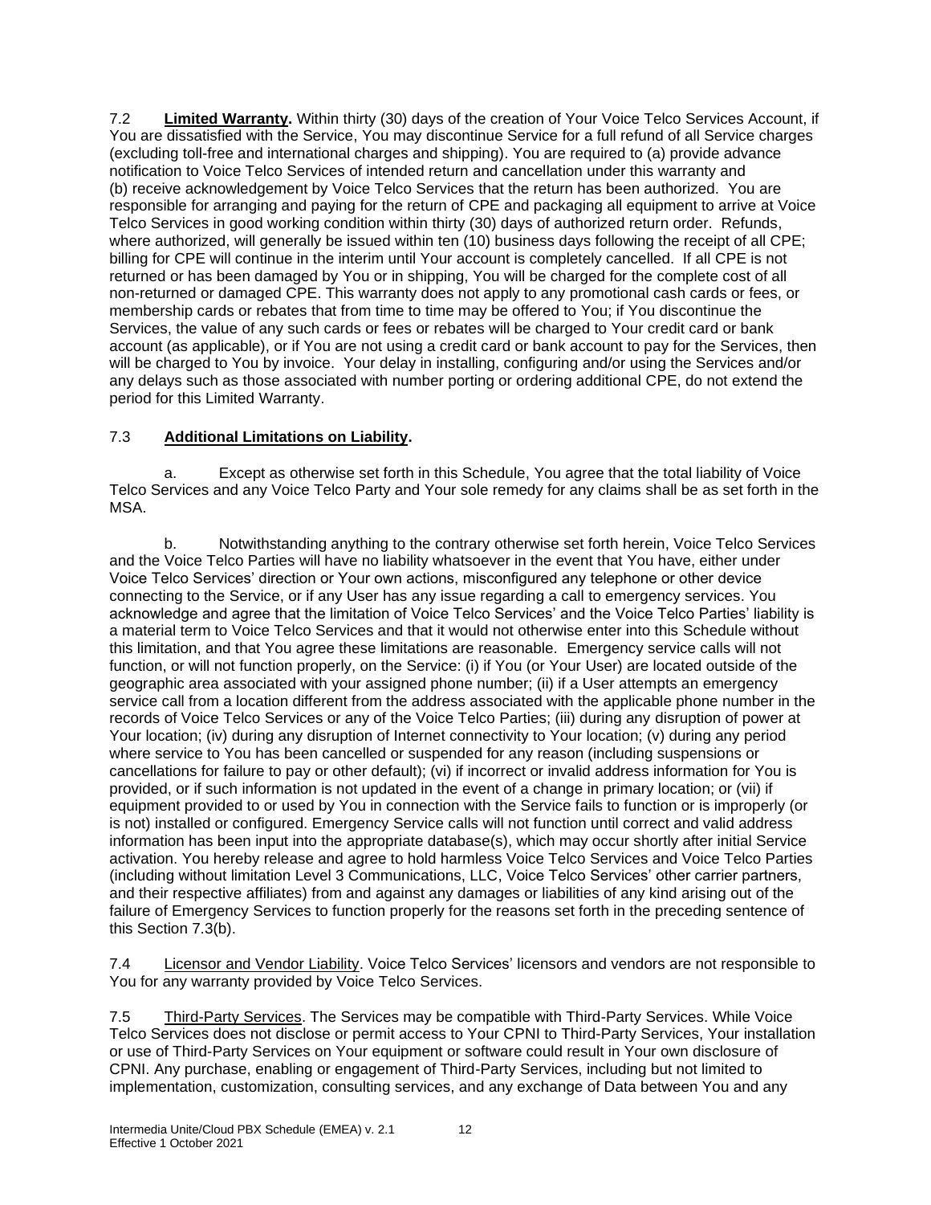7.2 **Limited Warranty.** Within thirty (30) days of the creation of Your Voice Telco Services Account, if You are dissatisfied with the Service, You may discontinue Service for a full refund of all Service charges (excluding toll-free and international charges and shipping). You are required to (a) provide advance notification to Voice Telco Services of intended return and cancellation under this warranty and (b) receive acknowledgement by Voice Telco Services that the return has been authorized. You are responsible for arranging and paying for the return of CPE and packaging all equipment to arrive at Voice Telco Services in good working condition within thirty (30) days of authorized return order. Refunds, where authorized, will generally be issued within ten (10) business days following the receipt of all CPE; billing for CPE will continue in the interim until Your account is completely cancelled. If all CPE is not returned or has been damaged by You or in shipping, You will be charged for the complete cost of all non-returned or damaged CPE. This warranty does not apply to any promotional cash cards or fees, or membership cards or rebates that from time to time may be offered to You; if You discontinue the Services, the value of any such cards or fees or rebates will be charged to Your credit card or bank account (as applicable), or if You are not using a credit card or bank account to pay for the Services, then will be charged to You by invoice. Your delay in installing, configuring and/or using the Services and/or any delays such as those associated with number porting or ordering additional CPE, do not extend the period for this Limited Warranty.

7.3 **Additional Limitations on Liability.**

a. Except as otherwise set forth in this Schedule, You agree that the total liability of Voice Telco Services and any Voice Telco Party and Your sole remedy for any claims shall be as set forth in the MSA.

b. Notwithstanding anything to the contrary otherwise set forth herein, Voice Telco Services and the Voice Telco Parties will have no liability whatsoever in the event that You have, either under Voice Telco Services' direction or Your own actions, misconfigured any telephone or other device connecting to the Service, or if any User has any issue regarding a call to emergency services. You acknowledge and agree that the limitation of Voice Telco Services' and the Voice Telco Parties' liability is a material term to Voice Telco Services and that it would not otherwise enter into this Schedule without this limitation, and that You agree these limitations are reasonable. Emergency service calls will not function, or will not function properly, on the Service: (i) if You (or Your User) are located outside of the geographic area associated with your assigned phone number; (ii) if a User attempts an emergency service call from a location different from the address associated with the applicable phone number in the records of Voice Telco Services or any of the Voice Telco Parties; (iii) during any disruption of power at Your location; (iv) during any disruption of Internet connectivity to Your location; (v) during any period where service to You has been cancelled or suspended for any reason (including suspensions or cancellations for failure to pay or other default); (vi) if incorrect or invalid address information for You is provided, or if such information is not updated in the event of a change in primary location; or (vii) if equipment provided to or used by You in connection with the Service fails to function or is improperly (or is not) installed or configured. Emergency Service calls will not function until correct and valid address information has been input into the appropriate database(s), which may occur shortly after initial Service activation. You hereby release and agree to hold harmless Voice Telco Services and Voice Telco Parties (including without limitation Level 3 Communications, LLC, Voice Telco Services' other carrier partners, and their respective affiliates) from and against any damages or liabilities of any kind arising out of the failure of Emergency Services to function properly for the reasons set forth in the preceding sentence of this Section 7.3(b).

7.4 Licensor and Vendor Liability. Voice Telco Services' licensors and vendors are not responsible to You for any warranty provided by Voice Telco Services.

7.5 Third-Party Services. The Services may be compatible with Third-Party Services. While Voice Telco Services does not disclose or permit access to Your CPNI to Third-Party Services, Your installation or use of Third-Party Services on Your equipment or software could result in Your own disclosure of CPNI. Any purchase, enabling or engagement of Third-Party Services, including but not limited to implementation, customization, consulting services, and any exchange of Data between You and any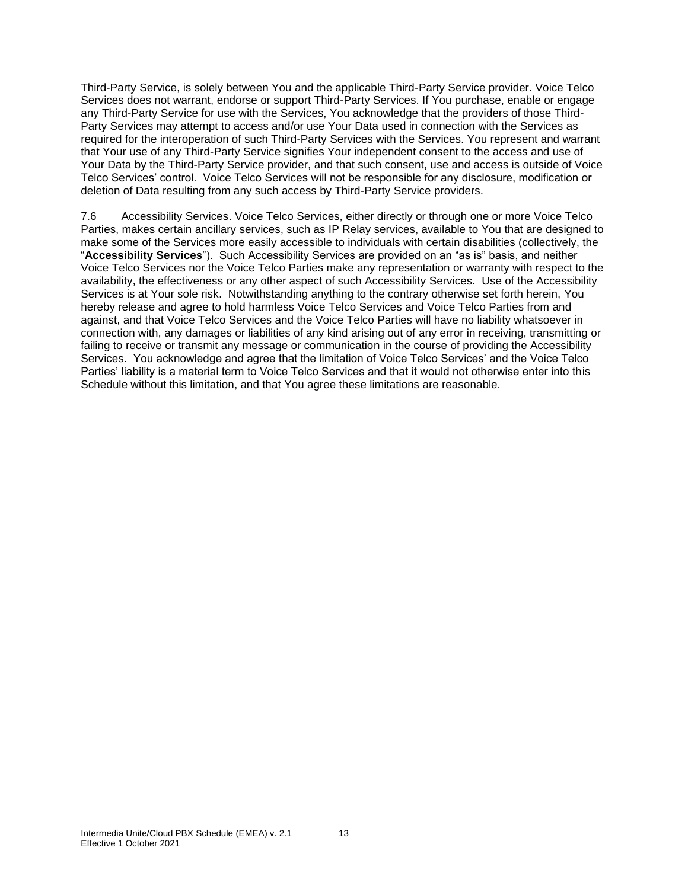Third-Party Service, is solely between You and the applicable Third-Party Service provider. Voice Telco Services does not warrant, endorse or support Third-Party Services. If You purchase, enable or engage any Third-Party Service for use with the Services, You acknowledge that the providers of those Third-Party Services may attempt to access and/or use Your Data used in connection with the Services as required for the interoperation of such Third-Party Services with the Services. You represent and warrant that Your use of any Third-Party Service signifies Your independent consent to the access and use of Your Data by the Third-Party Service provider, and that such consent, use and access is outside of Voice Telco Services' control. Voice Telco Services will not be responsible for any disclosure, modification or deletion of Data resulting from any such access by Third-Party Service providers.

7.6 Accessibility Services. Voice Telco Services, either directly or through one or more Voice Telco Parties, makes certain ancillary services, such as IP Relay services, available to You that are designed to make some of the Services more easily accessible to individuals with certain disabilities (collectively, the "**Accessibility Services**"). Such Accessibility Services are provided on an "as is" basis, and neither Voice Telco Services nor the Voice Telco Parties make any representation or warranty with respect to the availability, the effectiveness or any other aspect of such Accessibility Services. Use of the Accessibility Services is at Your sole risk. Notwithstanding anything to the contrary otherwise set forth herein, You hereby release and agree to hold harmless Voice Telco Services and Voice Telco Parties from and against, and that Voice Telco Services and the Voice Telco Parties will have no liability whatsoever in connection with, any damages or liabilities of any kind arising out of any error in receiving, transmitting or failing to receive or transmit any message or communication in the course of providing the Accessibility Services. You acknowledge and agree that the limitation of Voice Telco Services' and the Voice Telco Parties' liability is a material term to Voice Telco Services and that it would not otherwise enter into this Schedule without this limitation, and that You agree these limitations are reasonable.